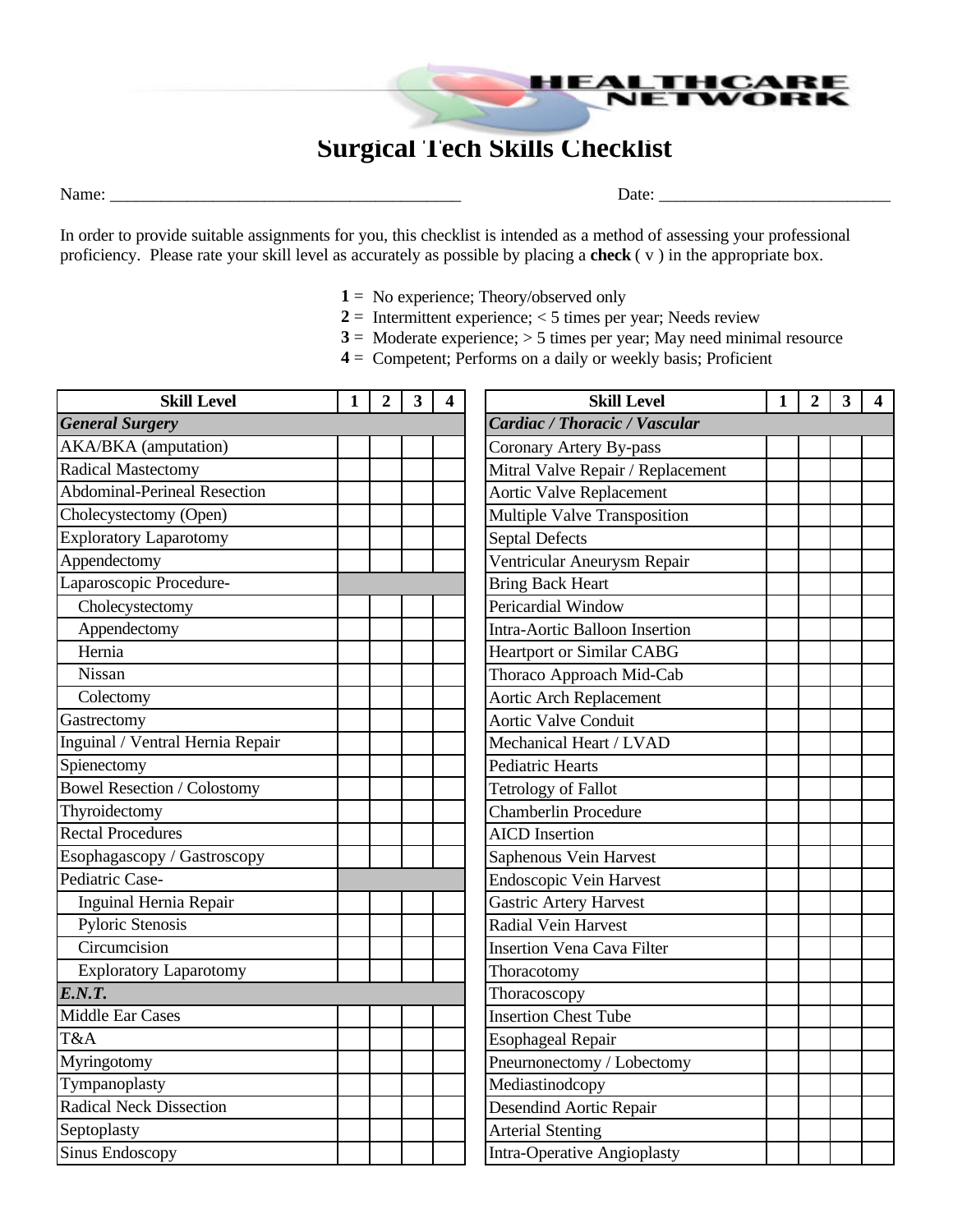# Surgical Tech Skills Checklist

Name: ________________________________________ Date: ___________________________

In order to provide suitable assignments for you, this checklist is intended as a method of assessing your professional proficiency. Please rate your skill level as accurately as possible by placing a **check** ( v ) in the appropriate box.

**1** = No experience; Theory/observed only
**2** = Intermittent experience; < 5 times per year; Needs review
**3** = Moderate experience; > 5 times per year; May need minimal resource
**4** = Competent; Performs on a daily or weekly basis; Proficient

| Skill Level | 1 | 2 | 3 | 4 |
|---|---|---|---|---|
| ***General Surgery*** | | | | |
| AKA/BKA (amputation) | | | | |
| Radical Mastectomy | | | | |
| Abdominal-Perineal Resection | | | | |
| Cholecystectomy (Open) | | | | |
| Exploratory Laparotomy | | | | |
| Appendectomy | | | | |
| Laparoscopic Procedure- | | | | |
| Cholecystectomy | | | | |
| Appendectomy | | | | |
| Hernia | | | | |
| Nissan | | | | |
| Colectomy | | | | |
| Gastrectomy | | | | |
| Inguinal / Ventral Hernia Repair | | | | |
| Spienectomy | | | | |
| Bowel Resection / Colostomy | | | | |
| Thyroidectomy | | | | |
| Rectal Procedures | | | | |
| Esophagascopy / Gastroscopy | | | | |
| Pediatric Case- | | | | |
| Inguinal Hernia Repair | | | | |
| Pyloric Stenosis | | | | |
| Circumcision | | | | |
| Exploratory Laparotomy | | | | |
| ***E.N.T.*** | | | | |
| Middle Ear Cases | | | | |
| T&A | | | | |
| Myringotomy | | | | |
| Tympanoplasty | | | | |
| Radical Neck Dissection | | | | |
| Septoplasty | | | | |
| Sinus Endoscopy | | | | |

| Skill Level | 1 | 2 | 3 | 4 |
|---|---|---|---|---|
| ***Cardiac / Thoracic / Vascular*** | | | | |
| Coronary Artery By-pass | | | | |
| Mitral Valve Repair / Replacement | | | | |
| Aortic Valve Replacement | | | | |
| Multiple Valve Transposition | | | | |
| Septal Defects | | | | |
| Ventricular Aneurysm Repair | | | | |
| Bring Back Heart | | | | |
| Pericardial Window | | | | |
| Intra-Aortic Balloon Insertion | | | | |
| Heartport or Similar CABG | | | | |
| Thoraco Approach Mid-Cab | | | | |
| Aortic Arch Replacement | | | | |
| Aortic Valve Conduit | | | | |
| Mechanical Heart / LVAD | | | | |
| Pediatric Hearts | | | | |
| Tetrology of Fallot | | | | |
| Chamberlin Procedure | | | | |
| AICD Insertion | | | | |
| Saphenous Vein Harvest | | | | |
| Endoscopic Vein Harvest | | | | |
| Gastric Artery Harvest | | | | |
| Radial Vein Harvest | | | | |
| Insertion Vena Cava Filter | | | | |
| Thoracotomy | | | | |
| Thoracoscopy | | | | |
| Insertion Chest Tube | | | | |
| Esophageal Repair | | | | |
| Pneurnonectomy / Lobectomy | | | | |
| Mediastinodcopy | | | | |
| Desendind Aortic Repair | | | | |
| Arterial Stenting | | | | |
| Intra-Operative Angioplasty | | | | |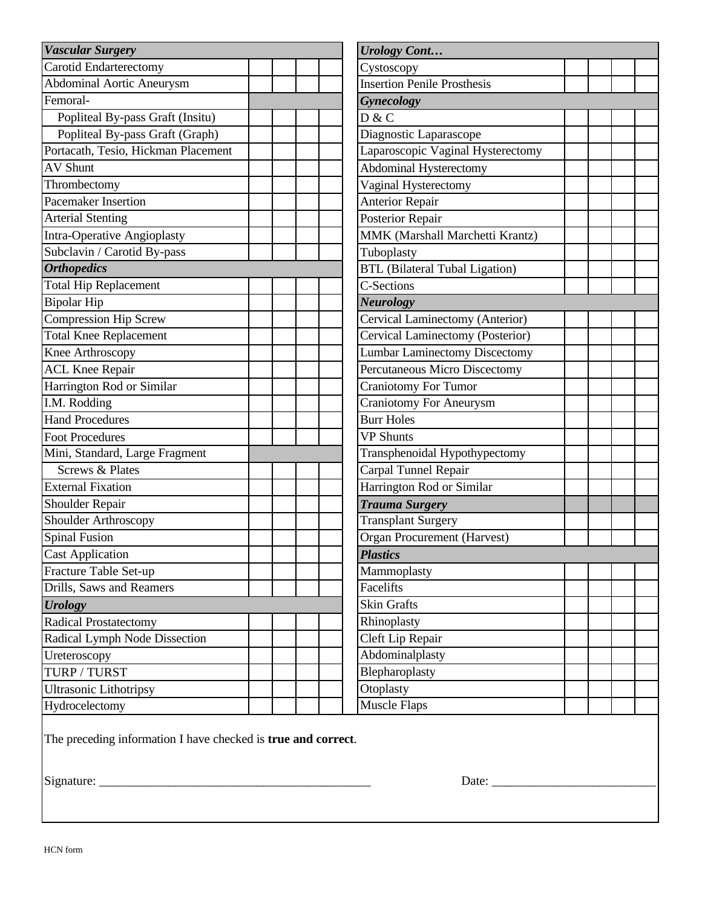| | | | | |
|---|---|---|---|---|
| ***Vascular Surgery*** | | | | |
| Carotid Endarterectomy | | | | |
| Abdominal Aortic Aneurysm | | | | |
| Femoral- | | | | |
| Popliteal By-pass Graft (Insitu) | | | | |
| Popliteal By-pass Graft (Graph) | | | | |
| Portacath, Tesio, Hickman Placement | | | | |
| AV Shunt | | | | |
| Thrombectomy | | | | |
| Pacemaker Insertion | | | | |
| Arterial Stenting | | | | |
| Intra-Operative Angioplasty | | | | |
| Subclavin / Carotid By-pass | | | | |
| ***Orthopedics*** | | | | |
| Total Hip Replacement | | | | |
| Bipolar Hip | | | | |
| Compression Hip Screw | | | | |
| Total Knee Replacement | | | | |
| Knee Arthroscopy | | | | |
| ACL Knee Repair | | | | |
| Harrington Rod or Similar | | | | |
| I.M. Rodding | | | | |
| Hand Procedures | | | | |
| Foot Procedures | | | | |
| Mini, Standard, Large Fragment | | | | |
| Screws & Plates | | | | |
| External Fixation | | | | |
| Shoulder Repair | | | | |
| Shoulder Arthroscopy | | | | |
| Spinal Fusion | | | | |
| Cast Application | | | | |
| Fracture Table Set-up | | | | |
| Drills, Saws and Reamers | | | | |
| ***Urology*** | | | | |
| Radical Prostatectomy | | | | |
| Radical Lymph Node Dissection | | | | |
| Ureteroscopy | | | | |
| TURP / TURST | | | | |
| Ultrasonic Lithotripsy | | | | |
| Hydrocelectomy | | | | |

| | | | | |
|---|---|---|---|---|
| ***Urology Cont…*** | | | | |
| Cystoscopy | | | | |
| Insertion Penile Prosthesis | | | | |
| ***Gynecology*** | | | | |
| D & C | | | | |
| Diagnostic Laparascope | | | | |
| Laparoscopic Vaginal Hysterectomy | | | | |
| Abdominal Hysterectomy | | | | |
| Vaginal Hysterectomy | | | | |
| Anterior Repair | | | | |
| Posterior Repair | | | | |
| MMK (Marshall Marchetti Krantz) | | | | |
| Tuboplasty | | | | |
| BTL (Bilateral Tubal Ligation) | | | | |
| C-Sections | | | | |
| ***Neurology*** | | | | |
| Cervical Laminectomy (Anterior) | | | | |
| Cervical Laminectomy (Posterior) | | | | |
| Lumbar Laminectomy Discectomy | | | | |
| Percutaneous Micro Discectomy | | | | |
| Craniotomy For Tumor | | | | |
| Craniotomy For Aneurysm | | | | |
| Burr Holes | | | | |
| VP Shunts | | | | |
| Transphenoidal Hypothypectomy | | | | |
| Carpal Tunnel Repair | | | | |
| Harrington Rod or Similar | | | | |
| ***Trauma Surgery*** | | | | |
| Transplant Surgery | | | | |
| Organ Procurement (Harvest) | | | | |
| ***Plastics*** | | | | |
| Mammoplasty | | | | |
| Facelifts | | | | |
| Skin Grafts | | | | |
| Rhinoplasty | | | | |
| Cleft Lip Repair | | | | |
| Abdominalplasty | | | | |
| Blepharoplasty | | | | |
| Otoplasty | | | | |
| Muscle Flaps | | | | |

The preceding information I have checked is **true and correct**.

Signature: ___________________________________________ Date: __________________________

HCN form